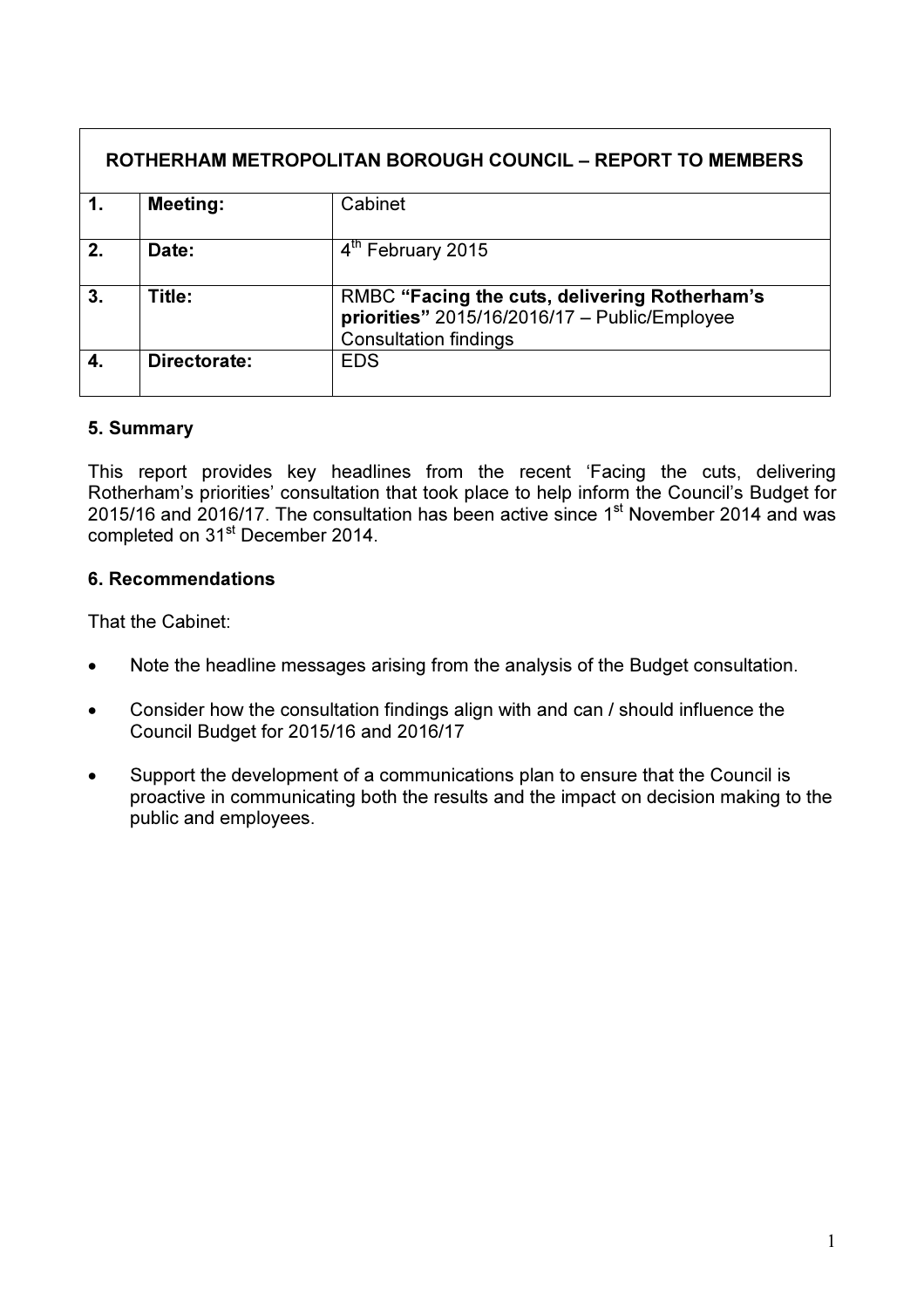| ROTHERHAM METROPOLITAN BOROUGH COUNCIL – REPORT TO MEMBERS | | |
|---|---|---|
| 1. | **Meeting:** | Cabinet |
| 2. | **Date:** | 4th February 2015 |
| 3. | **Title:** | RMBC **"Facing the cuts, delivering Rotherham's priorities"** 2015/16/2016/17 – Public/Employee Consultation findings |
| 4. | **Directorate:** | EDS |

## 5. Summary

This report provides key headlines from the recent 'Facing the cuts, delivering Rotherham's priorities' consultation that took place to help inform the Council's Budget for 2015/16 and 2016/17. The consultation has been active since 1st November 2014 and was completed on 31st December 2014.

## 6. Recommendations

That the Cabinet:

- Note the headline messages arising from the analysis of the Budget consultation.
- Consider how the consultation findings align with and can / should influence the Council Budget for 2015/16 and 2016/17
- Support the development of a communications plan to ensure that the Council is proactive in communicating both the results and the impact on decision making to the public and employees.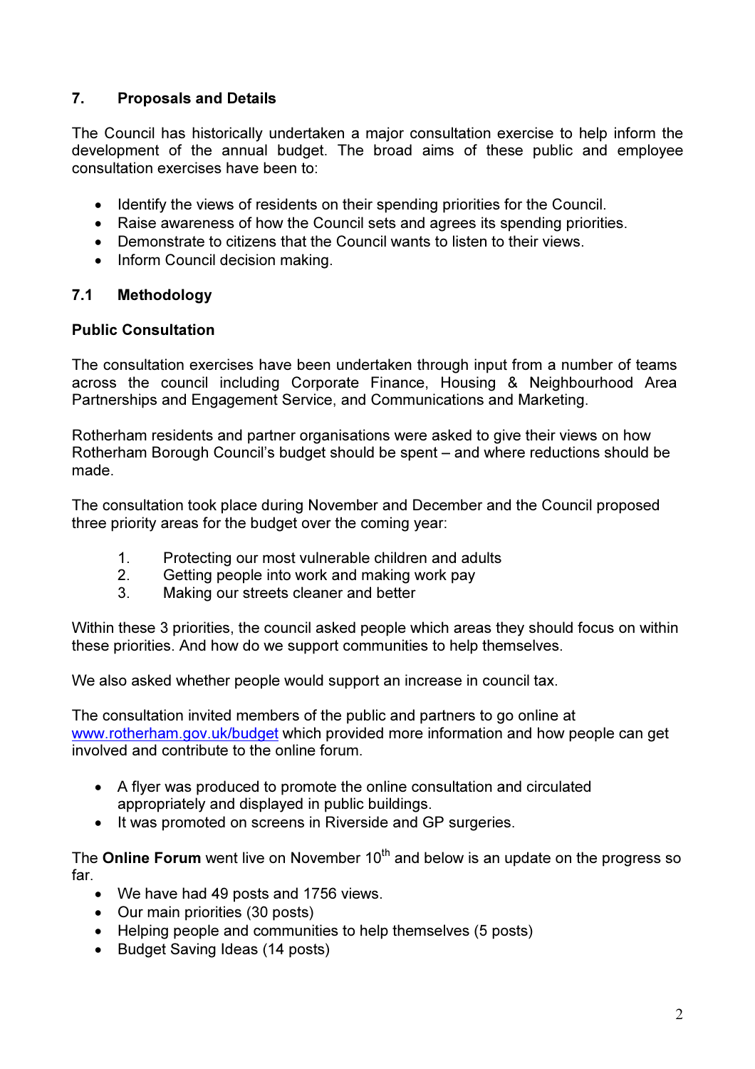## 7. Proposals and Details

The Council has historically undertaken a major consultation exercise to help inform the development of the annual budget. The broad aims of these public and employee consultation exercises have been to:

- Identify the views of residents on their spending priorities for the Council.
- Raise awareness of how the Council sets and agrees its spending priorities.
- Demonstrate to citizens that the Council wants to listen to their views.
- Inform Council decision making.

### 7.1 Methodology

**Public Consultation**

The consultation exercises have been undertaken through input from a number of teams across the council including Corporate Finance, Housing & Neighbourhood Area Partnerships and Engagement Service, and Communications and Marketing.

Rotherham residents and partner organisations were asked to give their views on how Rotherham Borough Council's budget should be spent – and where reductions should be made.

The consultation took place during November and December and the Council proposed three priority areas for the budget over the coming year:

1. Protecting our most vulnerable children and adults
2. Getting people into work and making work pay
3. Making our streets cleaner and better

Within these 3 priorities, the council asked people which areas they should focus on within these priorities. And how do we support communities to help themselves.

We also asked whether people would support an increase in council tax.

The consultation invited members of the public and partners to go online at www.rotherham.gov.uk/budget which provided more information and how people can get involved and contribute to the online forum.

- A flyer was produced to promote the online consultation and circulated appropriately and displayed in public buildings.
- It was promoted on screens in Riverside and GP surgeries.

The **Online Forum** went live on November 10th and below is an update on the progress so far.

- We have had 49 posts and 1756 views.
- Our main priorities (30 posts)
- Helping people and communities to help themselves (5 posts)
- Budget Saving Ideas (14 posts)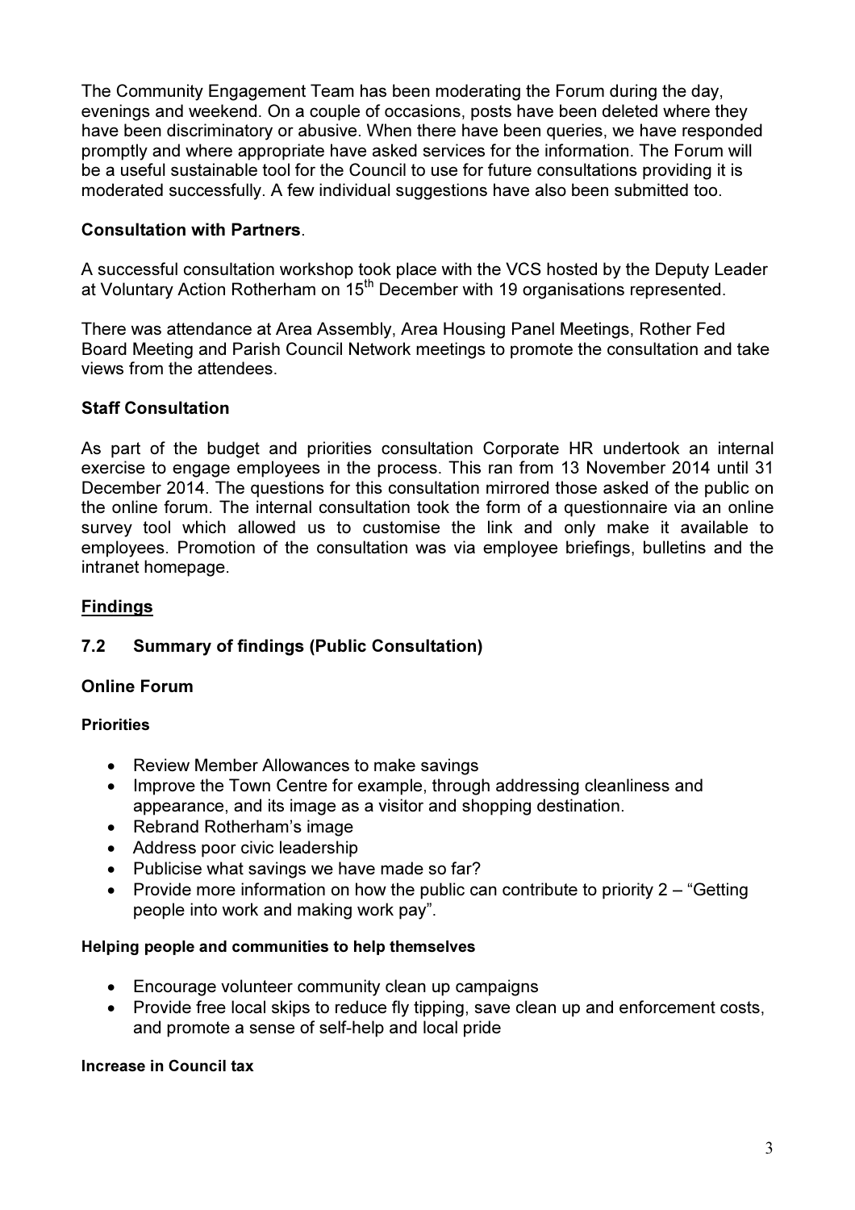The Community Engagement Team has been moderating the Forum during the day, evenings and weekend. On a couple of occasions, posts have been deleted where they have been discriminatory or abusive. When there have been queries, we have responded promptly and where appropriate have asked services for the information. The Forum will be a useful sustainable tool for the Council to use for future consultations providing it is moderated successfully. A few individual suggestions have also been submitted too.

**Consultation with Partners**.

A successful consultation workshop took place with the VCS hosted by the Deputy Leader at Voluntary Action Rotherham on 15th December with 19 organisations represented.

There was attendance at Area Assembly, Area Housing Panel Meetings, Rother Fed Board Meeting and Parish Council Network meetings to promote the consultation and take views from the attendees.

**Staff Consultation**

As part of the budget and priorities consultation Corporate HR undertook an internal exercise to engage employees in the process. This ran from 13 November 2014 until 31 December 2014. The questions for this consultation mirrored those asked of the public on the online forum. The internal consultation took the form of a questionnaire via an online survey tool which allowed us to customise the link and only make it available to employees. Promotion of the consultation was via employee briefings, bulletins and the intranet homepage.

## Findings

### 7.2 Summary of findings (Public Consultation)

### Online Forum

#### Priorities

- Review Member Allowances to make savings
- Improve the Town Centre for example, through addressing cleanliness and appearance, and its image as a visitor and shopping destination.
- Rebrand Rotherham's image
- Address poor civic leadership
- Publicise what savings we have made so far?
- Provide more information on how the public can contribute to priority 2 – "Getting people into work and making work pay".

#### Helping people and communities to help themselves

- Encourage volunteer community clean up campaigns
- Provide free local skips to reduce fly tipping, save clean up and enforcement costs, and promote a sense of self-help and local pride

#### Increase in Council tax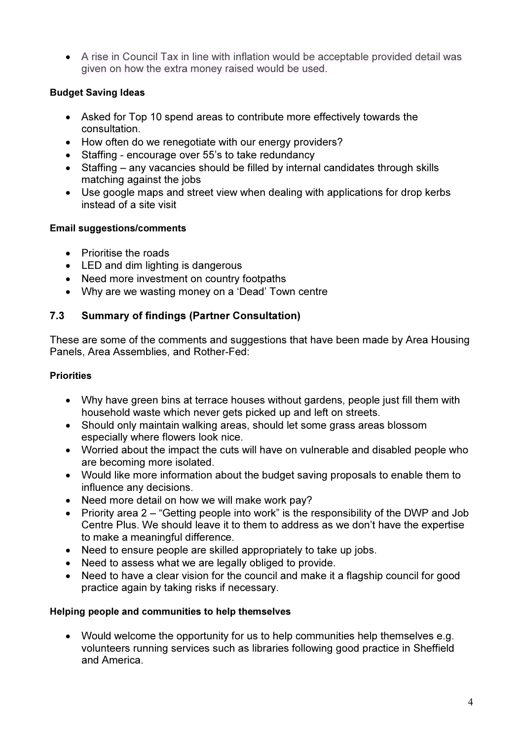- A rise in Council Tax in line with inflation would be acceptable provided detail was given on how the extra money raised would be used.

**Budget Saving Ideas**

- Asked for Top 10 spend areas to contribute more effectively towards the consultation.
- How often do we renegotiate with our energy providers?
- Staffing - encourage over 55's to take redundancy
- Staffing – any vacancies should be filled by internal candidates through skills matching against the jobs
- Use google maps and street view when dealing with applications for drop kerbs instead of a site visit

**Email suggestions/comments**

- Prioritise the roads
- LED and dim lighting is dangerous
- Need more investment on country footpaths
- Why are we wasting money on a 'Dead' Town centre

## 7.3 Summary of findings (Partner Consultation)

These are some of the comments and suggestions that have been made by Area Housing Panels, Area Assemblies, and Rother-Fed:

**Priorities**

- Why have green bins at terrace houses without gardens, people just fill them with household waste which never gets picked up and left on streets.
- Should only maintain walking areas, should let some grass areas blossom especially where flowers look nice.
- Worried about the impact the cuts will have on vulnerable and disabled people who are becoming more isolated.
- Would like more information about the budget saving proposals to enable them to influence any decisions.
- Need more detail on how we will make work pay?
- Priority area 2 – "Getting people into work" is the responsibility of the DWP and Job Centre Plus. We should leave it to them to address as we don't have the expertise to make a meaningful difference.
- Need to ensure people are skilled appropriately to take up jobs.
- Need to assess what we are legally obliged to provide.
- Need to have a clear vision for the council and make it a flagship council for good practice again by taking risks if necessary.

**Helping people and communities to help themselves**

- Would welcome the opportunity for us to help communities help themselves e.g. volunteers running services such as libraries following good practice in Sheffield and America.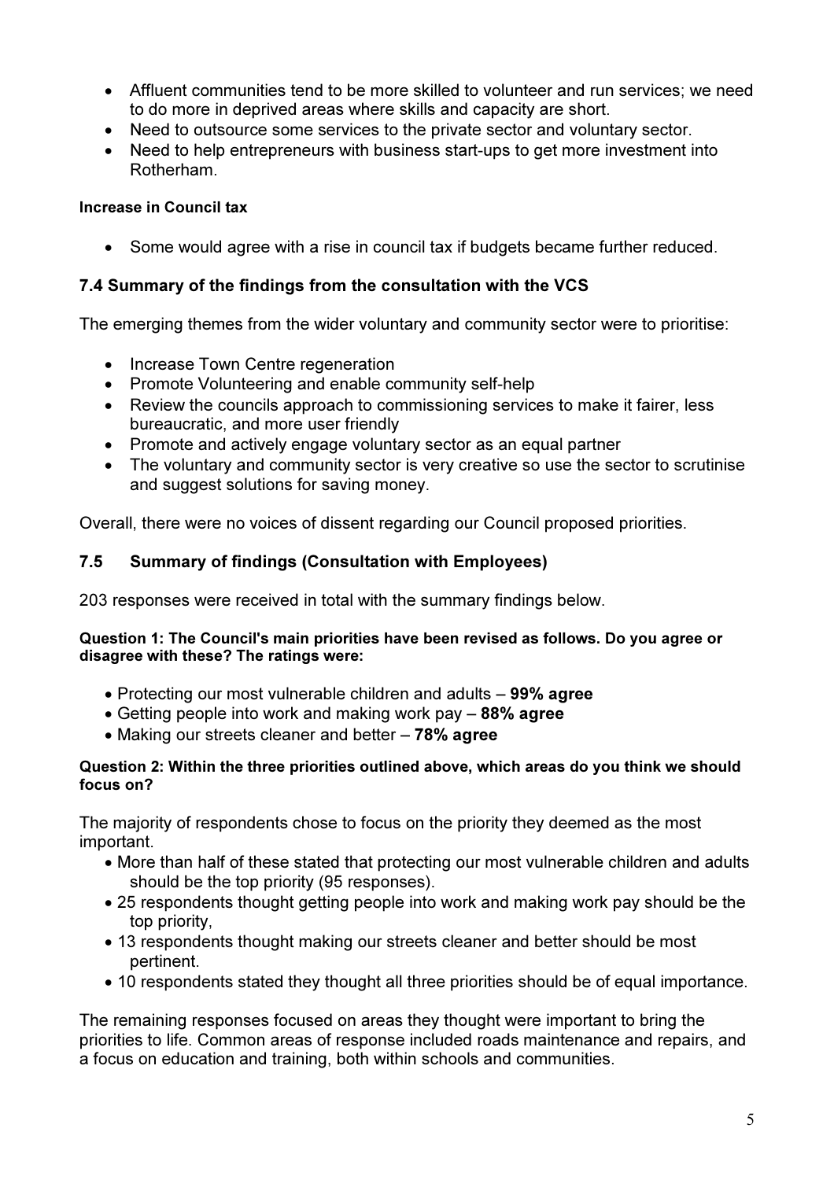- Affluent communities tend to be more skilled to volunteer and run services; we need to do more in deprived areas where skills and capacity are short.
- Need to outsource some services to the private sector and voluntary sector.
- Need to help entrepreneurs with business start-ups to get more investment into Rotherham.

#### Increase in Council tax

- Some would agree with a rise in council tax if budgets became further reduced.

### 7.4 Summary of the findings from the consultation with the VCS

The emerging themes from the wider voluntary and community sector were to prioritise:

- Increase Town Centre regeneration
- Promote Volunteering and enable community self-help
- Review the councils approach to commissioning services to make it fairer, less bureaucratic, and more user friendly
- Promote and actively engage voluntary sector as an equal partner
- The voluntary and community sector is very creative so use the sector to scrutinise and suggest solutions for saving money.

Overall, there were no voices of dissent regarding our Council proposed priorities.

### 7.5 Summary of findings (Consultation with Employees)

203 responses were received in total with the summary findings below.

#### Question 1: The Council's main priorities have been revised as follows. Do you agree or disagree with these? The ratings were:

- Protecting our most vulnerable children and adults – **99% agree**
- Getting people into work and making work pay – **88% agree**
- Making our streets cleaner and better – **78% agree**

#### Question 2: Within the three priorities outlined above, which areas do you think we should focus on?

The majority of respondents chose to focus on the priority they deemed as the most important.

- More than half of these stated that protecting our most vulnerable children and adults should be the top priority (95 responses).
- 25 respondents thought getting people into work and making work pay should be the top priority,
- 13 respondents thought making our streets cleaner and better should be most pertinent.
- 10 respondents stated they thought all three priorities should be of equal importance.

The remaining responses focused on areas they thought were important to bring the priorities to life. Common areas of response included roads maintenance and repairs, and a focus on education and training, both within schools and communities.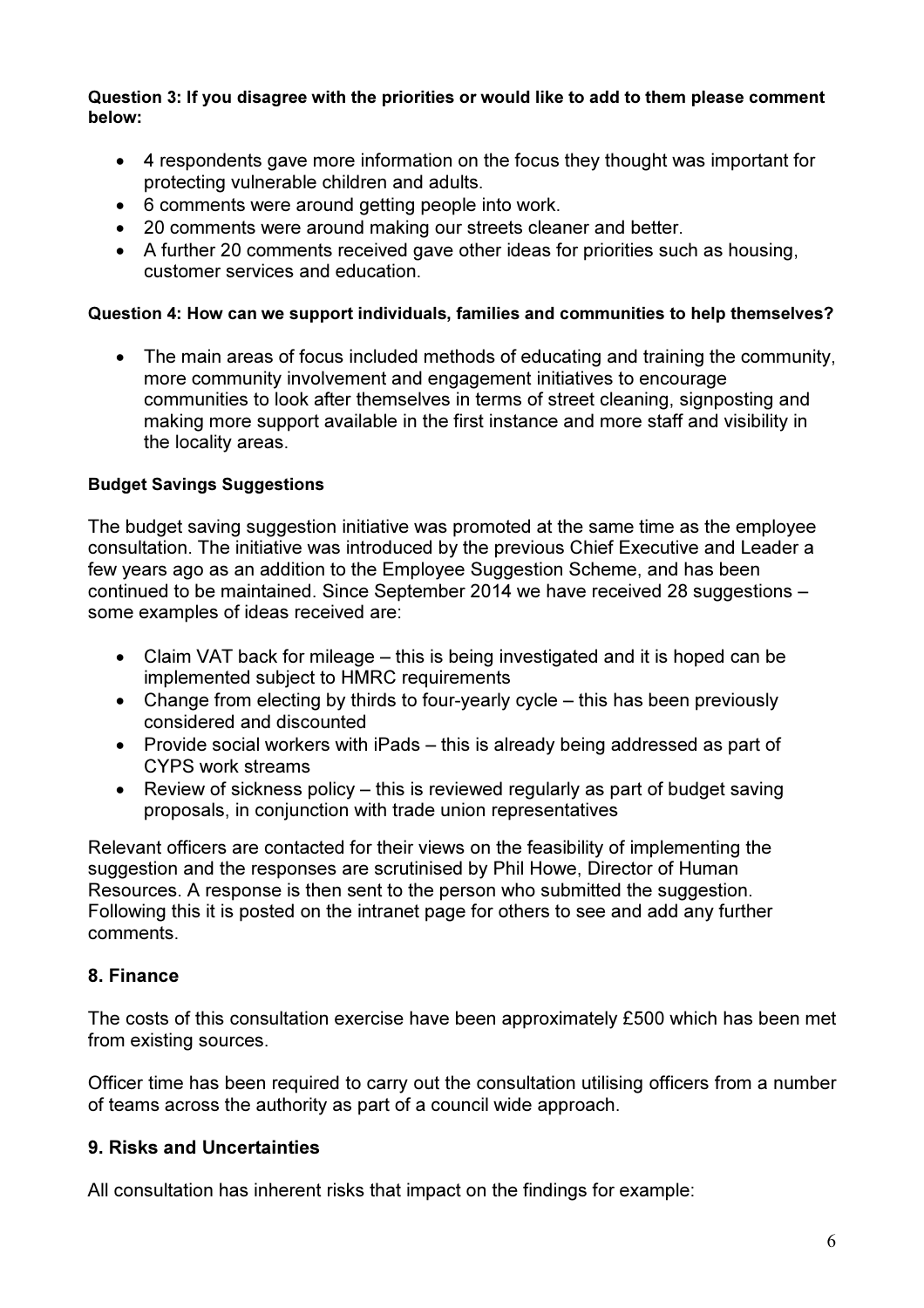**Question 3: If you disagree with the priorities or would like to add to them please comment below:**

- 4 respondents gave more information on the focus they thought was important for protecting vulnerable children and adults.
- 6 comments were around getting people into work.
- 20 comments were around making our streets cleaner and better.
- A further 20 comments received gave other ideas for priorities such as housing, customer services and education.

**Question 4: How can we support individuals, families and communities to help themselves?**

- The main areas of focus included methods of educating and training the community, more community involvement and engagement initiatives to encourage communities to look after themselves in terms of street cleaning, signposting and making more support available in the first instance and more staff and visibility in the locality areas.

**Budget Savings Suggestions**

The budget saving suggestion initiative was promoted at the same time as the employee consultation. The initiative was introduced by the previous Chief Executive and Leader a few years ago as an addition to the Employee Suggestion Scheme, and has been continued to be maintained. Since September 2014 we have received 28 suggestions – some examples of ideas received are:

- Claim VAT back for mileage – this is being investigated and it is hoped can be implemented subject to HMRC requirements
- Change from electing by thirds to four-yearly cycle – this has been previously considered and discounted
- Provide social workers with iPads – this is already being addressed as part of CYPS work streams
- Review of sickness policy – this is reviewed regularly as part of budget saving proposals, in conjunction with trade union representatives

Relevant officers are contacted for their views on the feasibility of implementing the suggestion and the responses are scrutinised by Phil Howe, Director of Human Resources. A response is then sent to the person who submitted the suggestion. Following this it is posted on the intranet page for others to see and add any further comments.

## 8. Finance

The costs of this consultation exercise have been approximately £500 which has been met from existing sources.

Officer time has been required to carry out the consultation utilising officers from a number of teams across the authority as part of a council wide approach.

## 9. Risks and Uncertainties

All consultation has inherent risks that impact on the findings for example: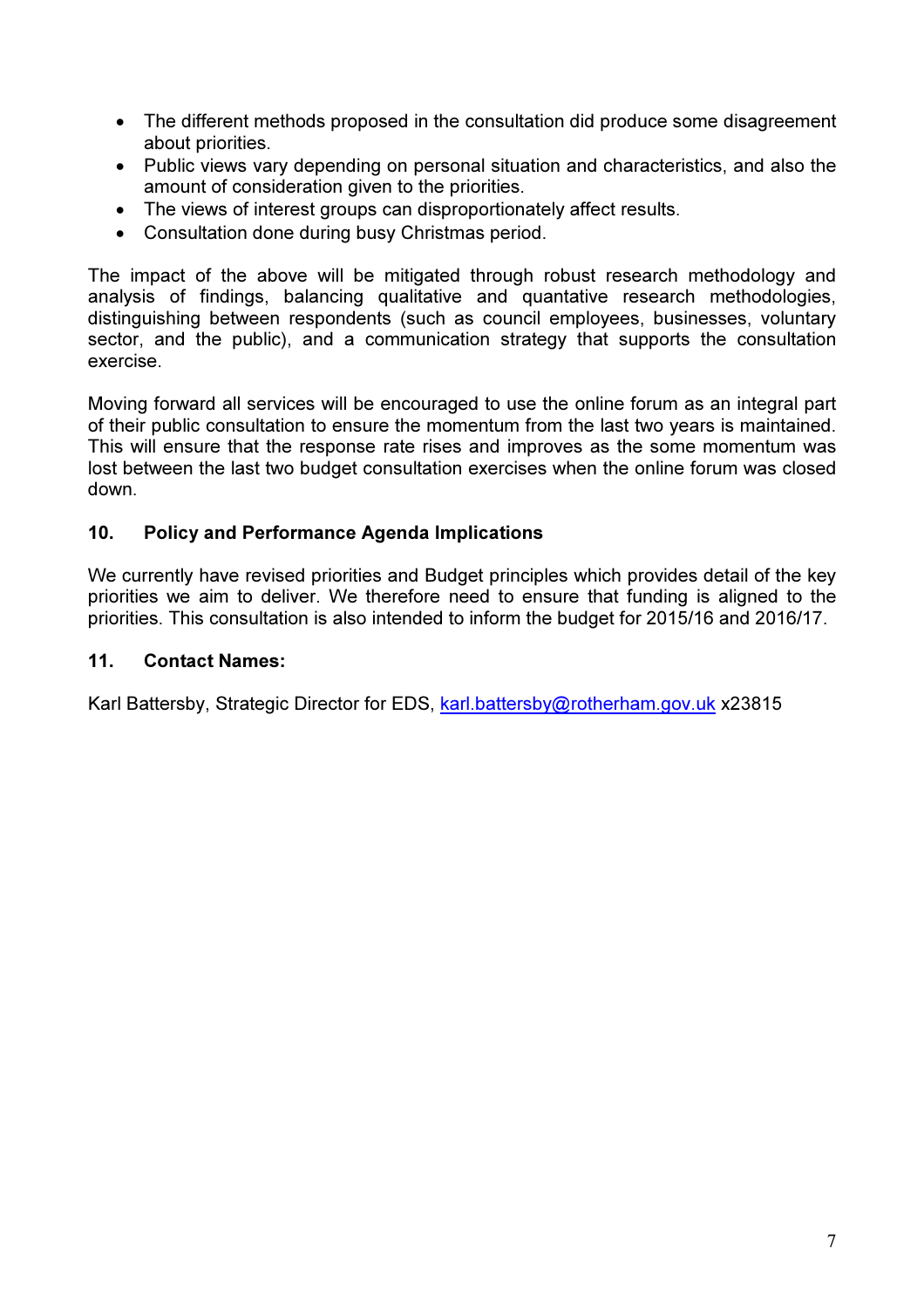- The different methods proposed in the consultation did produce some disagreement about priorities.
- Public views vary depending on personal situation and characteristics, and also the amount of consideration given to the priorities.
- The views of interest groups can disproportionately affect results.
- Consultation done during busy Christmas period.

The impact of the above will be mitigated through robust research methodology and analysis of findings, balancing qualitative and quantative research methodologies, distinguishing between respondents (such as council employees, businesses, voluntary sector, and the public), and a communication strategy that supports the consultation exercise.

Moving forward all services will be encouraged to use the online forum as an integral part of their public consultation to ensure the momentum from the last two years is maintained. This will ensure that the response rate rises and improves as the some momentum was lost between the last two budget consultation exercises when the online forum was closed down.

## 10. Policy and Performance Agenda Implications

We currently have revised priorities and Budget principles which provides detail of the key priorities we aim to deliver. We therefore need to ensure that funding is aligned to the priorities. This consultation is also intended to inform the budget for 2015/16 and 2016/17.

## 11. Contact Names:

Karl Battersby, Strategic Director for EDS, karl.battersby@rotherham.gov.uk x23815